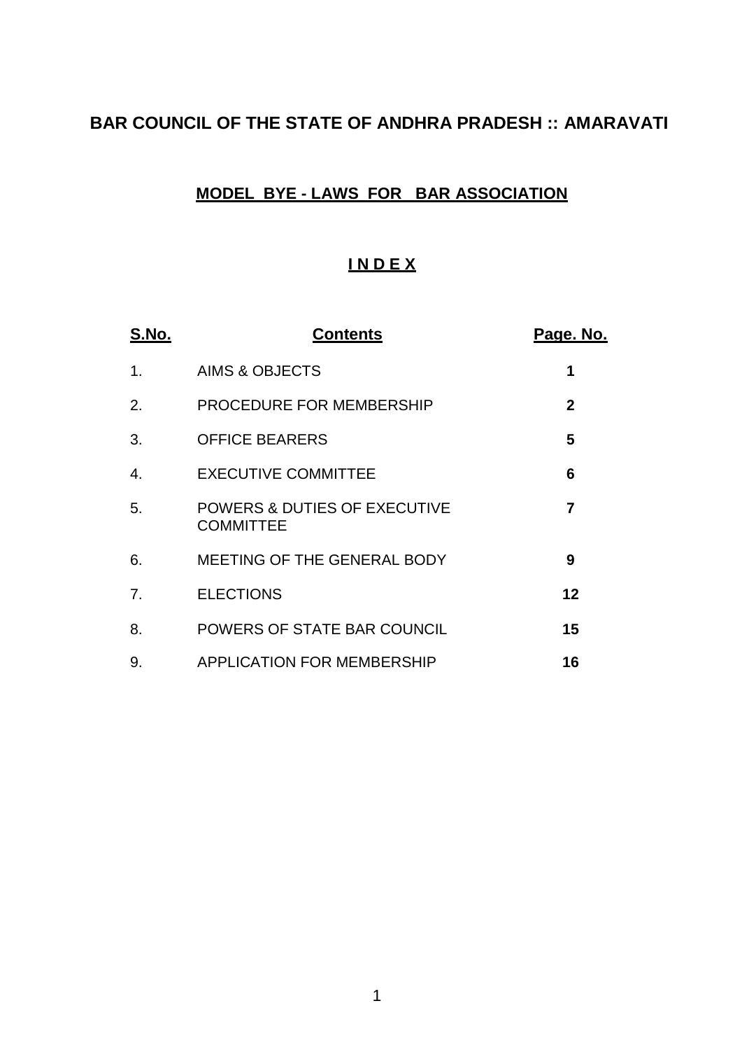# BAR COUNCIL OF THE STATE OF ANDHRA PRADESH :: AMARAVATI

## MODEL BYE - LAWS FOR BAR ASSOCIATION

### I N D E X

| S.No. | Contents | Page. No. |
|---|---|---|
| 1. | AIMS & OBJECTS | 1 |
| 2. | PROCEDURE FOR MEMBERSHIP | 2 |
| 3. | OFFICE BEARERS | 5 |
| 4. | EXECUTIVE COMMITTEE | 6 |
| 5. | POWERS & DUTIES OF EXECUTIVE COMMITTEE | 7 |
| 6. | MEETING OF THE GENERAL BODY | 9 |
| 7. | ELECTIONS | 12 |
| 8. | POWERS OF STATE BAR COUNCIL | 15 |
| 9. | APPLICATION FOR MEMBERSHIP | 16 |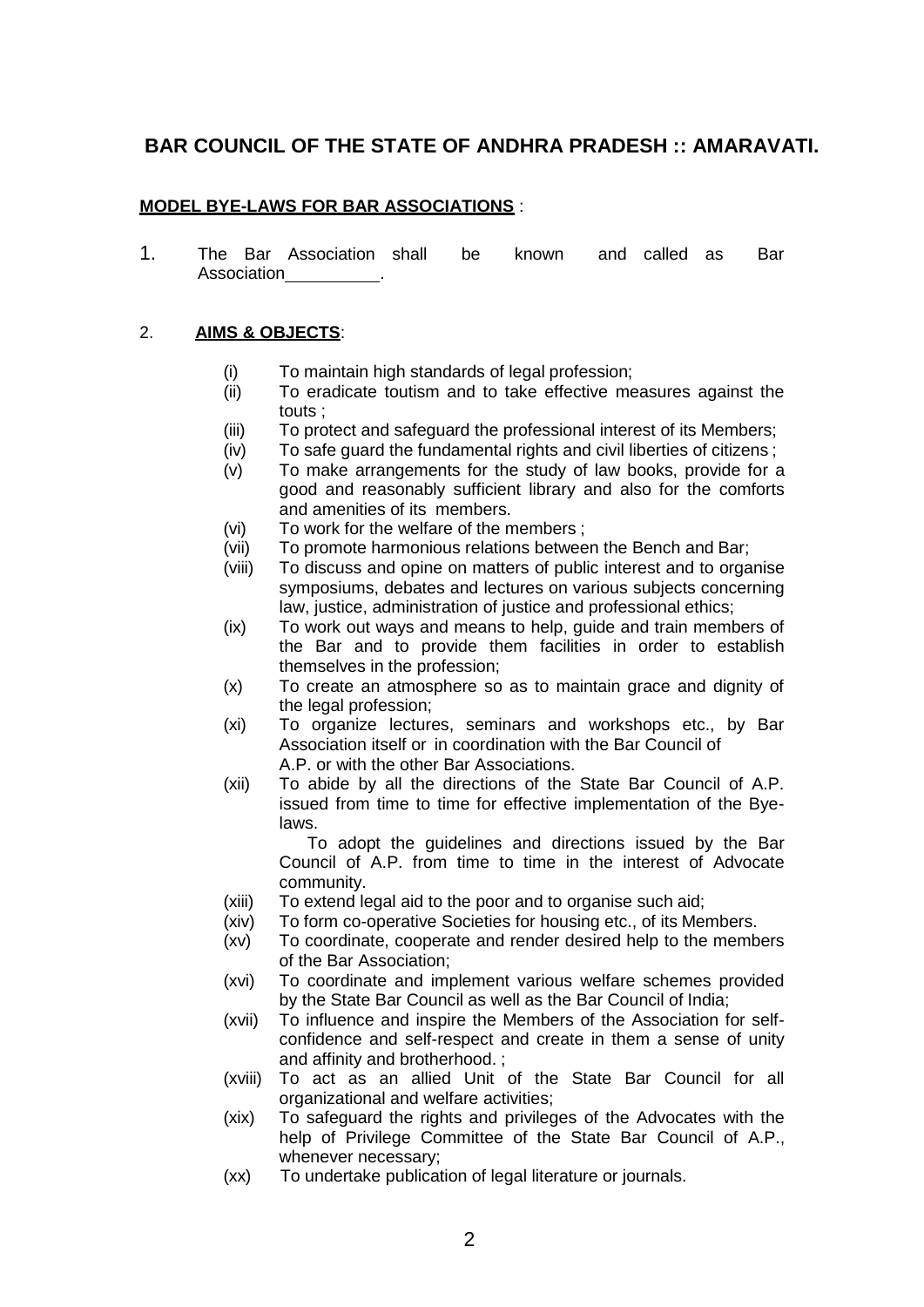## BAR COUNCIL OF THE STATE OF ANDHRA PRADESH :: AMARAVATI.

**MODEL BYE-LAWS FOR BAR ASSOCIATIONS** :

1. The Bar Association shall be known and called as Bar Association__________.

2. **AIMS & OBJECTS**:

   (i) To maintain high standards of legal profession;

   (ii) To eradicate toutism and to take effective measures against the touts ;

   (iii) To protect and safeguard the professional interest of its Members;

   (iv) To safe guard the fundamental rights and civil liberties of citizens ;

   (v) To make arrangements for the study of law books, provide for a good and reasonably sufficient library and also for the comforts and amenities of its members.

   (vi) To work for the welfare of the members ;

   (vii) To promote harmonious relations between the Bench and Bar;

   (viii) To discuss and opine on matters of public interest and to organise symposiums, debates and lectures on various subjects concerning law, justice, administration of justice and professional ethics;

   (ix) To work out ways and means to help, guide and train members of the Bar and to provide them facilities in order to establish themselves in the profession;

   (x) To create an atmosphere so as to maintain grace and dignity of the legal profession;

   (xi) To organize lectures, seminars and workshops etc., by Bar Association itself or in coordination with the Bar Council of A.P. or with the other Bar Associations.

   (xii) To abide by all the directions of the State Bar Council of A.P. issued from time to time for effective implementation of the Bye-laws.

   To adopt the guidelines and directions issued by the Bar Council of A.P. from time to time in the interest of Advocate community.

   (xiii) To extend legal aid to the poor and to organise such aid;

   (xiv) To form co-operative Societies for housing etc., of its Members.

   (xv) To coordinate, cooperate and render desired help to the members of the Bar Association;

   (xvi) To coordinate and implement various welfare schemes provided by the State Bar Council as well as the Bar Council of India;

   (xvii) To influence and inspire the Members of the Association for self-confidence and self-respect and create in them a sense of unity and affinity and brotherhood. ;

   (xviii) To act as an allied Unit of the State Bar Council for all organizational and welfare activities;

   (xix) To safeguard the rights and privileges of the Advocates with the help of Privilege Committee of the State Bar Council of A.P., whenever necessary;

   (xx) To undertake publication of legal literature or journals.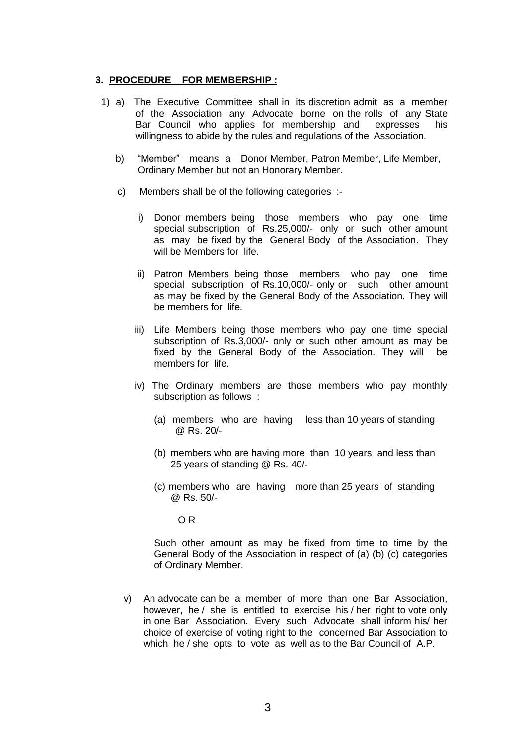### 3. **PROCEDURE FOR MEMBERSHIP :**

1) a) The Executive Committee shall in its discretion admit as a member of the Association any Advocate borne on the rolls of any State Bar Council who applies for membership and expresses his willingness to abide by the rules and regulations of the Association.

b) "Member" means a Donor Member, Patron Member, Life Member, Ordinary Member but not an Honorary Member.

c) Members shall be of the following categories :-

i) Donor members being those members who pay one time special subscription of Rs.25,000/- only or such other amount as may be fixed by the General Body of the Association. They will be Members for life.

ii) Patron Members being those members who pay one time special subscription of Rs.10,000/- only or such other amount as may be fixed by the General Body of the Association. They will be members for life.

iii) Life Members being those members who pay one time special subscription of Rs.3,000/- only or such other amount as may be fixed by the General Body of the Association. They will be members for life.

iv) The Ordinary members are those members who pay monthly subscription as follows :

(a) members who are having less than 10 years of standing @ Rs. 20/-

(b) members who are having more than 10 years and less than 25 years of standing @ Rs. 40/-

(c) members who are having more than 25 years of standing @ Rs. 50/-

O R

Such other amount as may be fixed from time to time by the General Body of the Association in respect of (a) (b) (c) categories of Ordinary Member.

v) An advocate can be a member of more than one Bar Association, however, he / she is entitled to exercise his / her right to vote only in one Bar Association. Every such Advocate shall inform his/ her choice of exercise of voting right to the concerned Bar Association to which he / she opts to vote as well as to the Bar Council of A.P.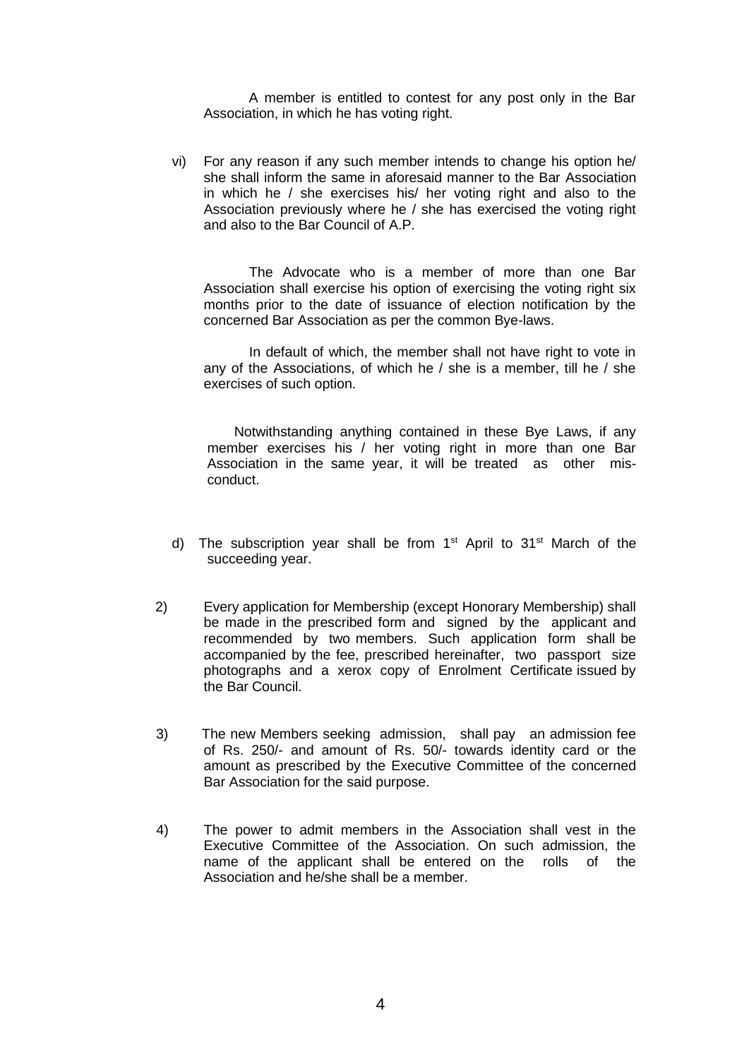A member is entitled to contest for any post only in the Bar Association, in which he has voting right.

vi) For any reason if any such member intends to change his option he/ she shall inform the same in aforesaid manner to the Bar Association in which he / she exercises his/ her voting right and also to the Association previously where he / she has exercised the voting right and also to the Bar Council of A.P.

The Advocate who is a member of more than one Bar Association shall exercise his option of exercising the voting right six months prior to the date of issuance of election notification by the concerned Bar Association as per the common Bye-laws.

In default of which, the member shall not have right to vote in any of the Associations, of which he / she is a member, till he / she exercises of such option.

Notwithstanding anything contained in these Bye Laws, if any member exercises his / her voting right in more than one Bar Association in the same year, it will be treated as other mis-conduct.

d) The subscription year shall be from 1st April to 31st March of the succeeding year.

2) Every application for Membership (except Honorary Membership) shall be made in the prescribed form and signed by the applicant and recommended by two members. Such application form shall be accompanied by the fee, prescribed hereinafter, two passport size photographs and a xerox copy of Enrolment Certificate issued by the Bar Council.

3) The new Members seeking admission, shall pay an admission fee of Rs. 250/- and amount of Rs. 50/- towards identity card or the amount as prescribed by the Executive Committee of the concerned Bar Association for the said purpose.

4) The power to admit members in the Association shall vest in the Executive Committee of the Association. On such admission, the name of the applicant shall be entered on the rolls of the Association and he/she shall be a member.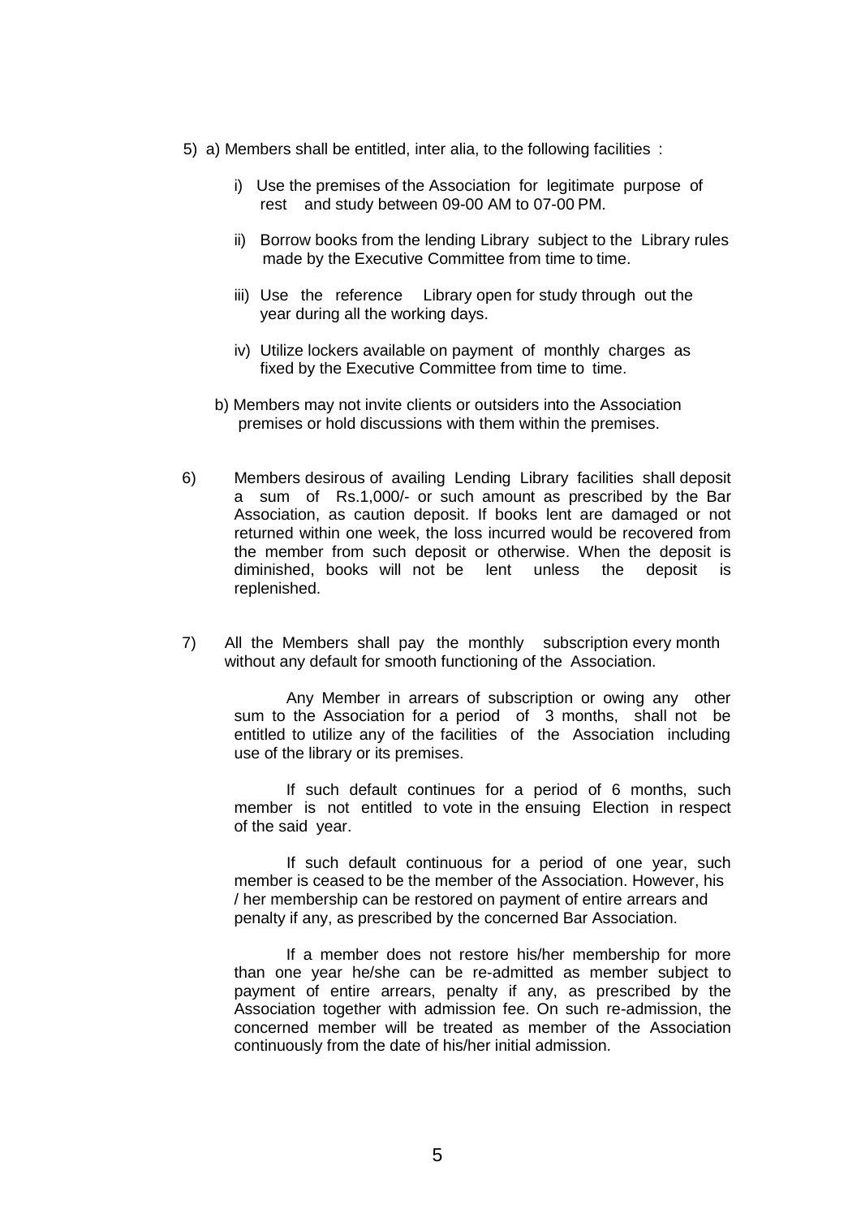5) a) Members shall be entitled, inter alia, to the following facilities :

   i) Use the premises of the Association for legitimate purpose of rest and study between 09-00 AM to 07-00 PM.

   ii) Borrow books from the lending Library subject to the Library rules made by the Executive Committee from time to time.

   iii) Use the reference Library open for study through out the year during all the working days.

   iv) Utilize lockers available on payment of monthly charges as fixed by the Executive Committee from time to time.

   b) Members may not invite clients or outsiders into the Association premises or hold discussions with them within the premises.

6) Members desirous of availing Lending Library facilities shall deposit a sum of Rs.1,000/- or such amount as prescribed by the Bar Association, as caution deposit. If books lent are damaged or not returned within one week, the loss incurred would be recovered from the member from such deposit or otherwise. When the deposit is diminished, books will not be lent unless the deposit is replenished.

7) All the Members shall pay the monthly subscription every month without any default for smooth functioning of the Association.

   Any Member in arrears of subscription or owing any other sum to the Association for a period of 3 months, shall not be entitled to utilize any of the facilities of the Association including use of the library or its premises.

   If such default continues for a period of 6 months, such member is not entitled to vote in the ensuing Election in respect of the said year.

   If such default continuous for a period of one year, such member is ceased to be the member of the Association. However, his / her membership can be restored on payment of entire arrears and penalty if any, as prescribed by the concerned Bar Association.

   If a member does not restore his/her membership for more than one year he/she can be re-admitted as member subject to payment of entire arrears, penalty if any, as prescribed by the Association together with admission fee. On such re-admission, the concerned member will be treated as member of the Association continuously from the date of his/her initial admission.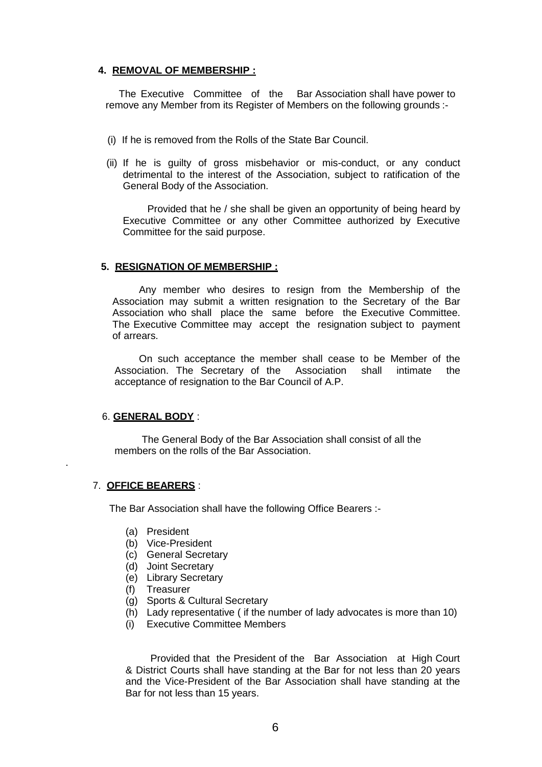**4. REMOVAL OF MEMBERSHIP :**

The Executive Committee of the Bar Association shall have power to remove any Member from its Register of Members on the following grounds :-

(i) If he is removed from the Rolls of the State Bar Council.

(ii) If he is guilty of gross misbehavior or mis-conduct, or any conduct detrimental to the interest of the Association, subject to ratification of the General Body of the Association.

Provided that he / she shall be given an opportunity of being heard by Executive Committee or any other Committee authorized by Executive Committee for the said purpose.

**5. RESIGNATION OF MEMBERSHIP :**

Any member who desires to resign from the Membership of the Association may submit a written resignation to the Secretary of the Bar Association who shall place the same before the Executive Committee. The Executive Committee may accept the resignation subject to payment of arrears.

On such acceptance the member shall cease to be Member of the Association. The Secretary of the Association shall intimate the acceptance of resignation to the Bar Council of A.P.

6. **GENERAL BODY** :

The General Body of the Bar Association shall consist of all the members on the rolls of the Bar Association.

7. **OFFICE BEARERS** :

The Bar Association shall have the following Office Bearers :-

(a) President
(b) Vice-President
(c) General Secretary
(d) Joint Secretary
(e) Library Secretary
(f) Treasurer
(g) Sports & Cultural Secretary
(h) Lady representative ( if the number of lady advocates is more than 10)
(i) Executive Committee Members

Provided that the President of the Bar Association at High Court & District Courts shall have standing at the Bar for not less than 20 years and the Vice-President of the Bar Association shall have standing at the Bar for not less than 15 years.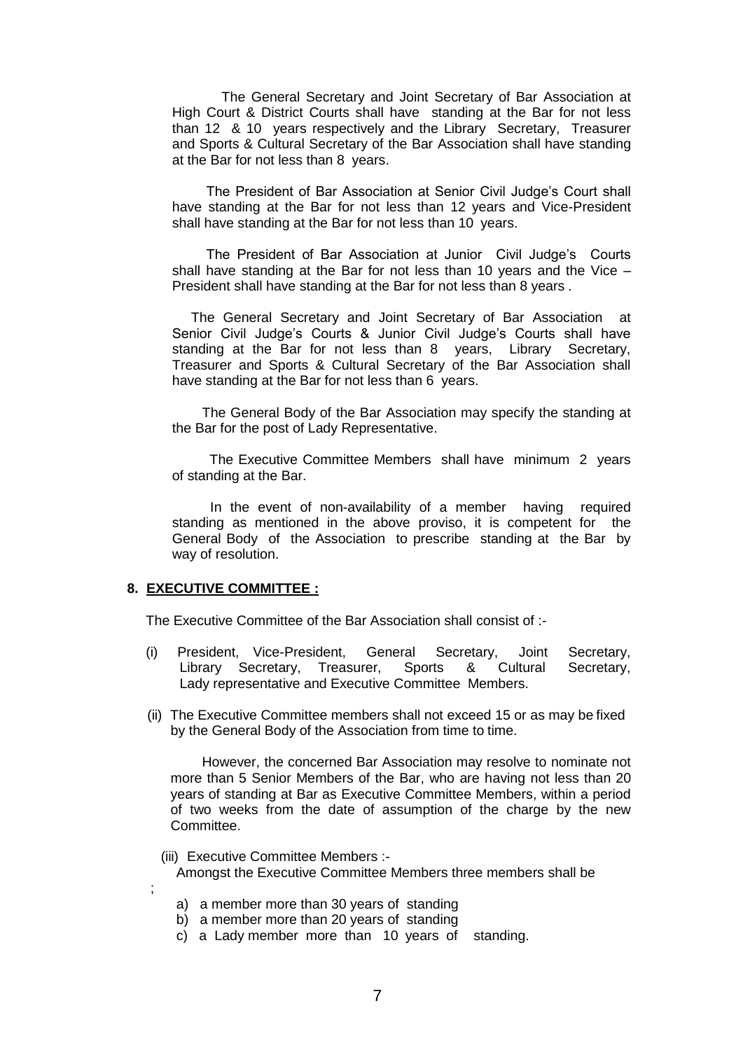The General Secretary and Joint Secretary of Bar Association at High Court & District Courts shall have standing at the Bar for not less than 12 & 10 years respectively and the Library Secretary, Treasurer and Sports & Cultural Secretary of the Bar Association shall have standing at the Bar for not less than 8 years.

The President of Bar Association at Senior Civil Judge's Court shall have standing at the Bar for not less than 12 years and Vice-President shall have standing at the Bar for not less than 10 years.

The President of Bar Association at Junior Civil Judge's Courts shall have standing at the Bar for not less than 10 years and the Vice – President shall have standing at the Bar for not less than 8 years .

The General Secretary and Joint Secretary of Bar Association at Senior Civil Judge's Courts & Junior Civil Judge's Courts shall have standing at the Bar for not less than 8 years, Library Secretary, Treasurer and Sports & Cultural Secretary of the Bar Association shall have standing at the Bar for not less than 6 years.

The General Body of the Bar Association may specify the standing at the Bar for the post of Lady Representative.

The Executive Committee Members shall have minimum 2 years of standing at the Bar.

In the event of non-availability of a member having required standing as mentioned in the above proviso, it is competent for the General Body of the Association to prescribe standing at the Bar by way of resolution.

## 8. <u>EXECUTIVE COMMITTEE :</u>

The Executive Committee of the Bar Association shall consist of :-

(i) President, Vice-President, General Secretary, Joint Secretary, Library Secretary, Treasurer, Sports & Cultural Secretary, Lady representative and Executive Committee Members.

(ii) The Executive Committee members shall not exceed 15 or as may be fixed by the General Body of the Association from time to time.

However, the concerned Bar Association may resolve to nominate not more than 5 Senior Members of the Bar, who are having not less than 20 years of standing at Bar as Executive Committee Members, within a period of two weeks from the date of assumption of the charge by the new Committee.

(iii) Executive Committee Members :-

Amongst the Executive Committee Members three members shall be

;

a) a member more than 30 years of standing
b) a member more than 20 years of standing
c) a Lady member more than 10 years of standing.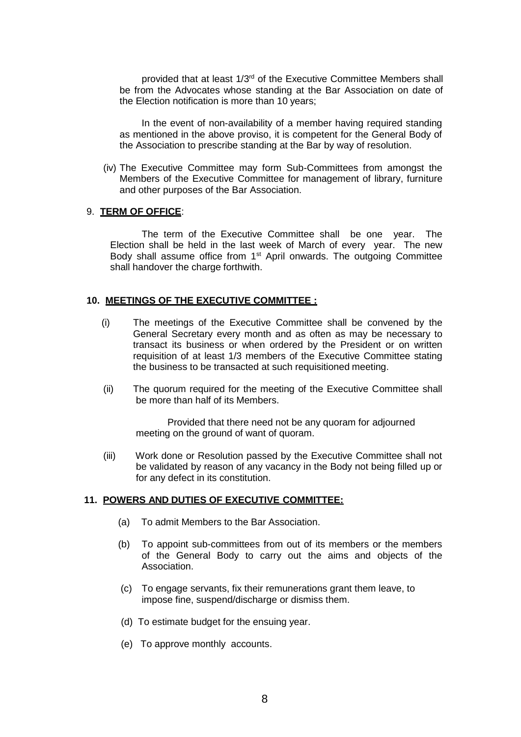provided that at least 1/3rd of the Executive Committee Members shall be from the Advocates whose standing at the Bar Association on date of the Election notification is more than 10 years;

In the event of non-availability of a member having required standing as mentioned in the above proviso, it is competent for the General Body of the Association to prescribe standing at the Bar by way of resolution.

(iv) The Executive Committee may form Sub-Committees from amongst the Members of the Executive Committee for management of library, furniture and other purposes of the Bar Association.

9. **TERM OF OFFICE**:

The term of the Executive Committee shall be one year. The Election shall be held in the last week of March of every year. The new Body shall assume office from 1st April onwards. The outgoing Committee shall handover the charge forthwith.

**10. MEETINGS OF THE EXECUTIVE COMMITTEE :**

(i) The meetings of the Executive Committee shall be convened by the General Secretary every month and as often as may be necessary to transact its business or when ordered by the President or on written requisition of at least 1/3 members of the Executive Committee stating the business to be transacted at such requisitioned meeting.

(ii) The quorum required for the meeting of the Executive Committee shall be more than half of its Members.

Provided that there need not be any quoram for adjourned meeting on the ground of want of quoram.

(iii) Work done or Resolution passed by the Executive Committee shall not be validated by reason of any vacancy in the Body not being filled up or for any defect in its constitution.

**11. POWERS AND DUTIES OF EXECUTIVE COMMITTEE:**

(a) To admit Members to the Bar Association.

(b) To appoint sub-committees from out of its members or the members of the General Body to carry out the aims and objects of the Association.

(c) To engage servants, fix their remunerations grant them leave, to impose fine, suspend/discharge or dismiss them.

(d) To estimate budget for the ensuing year.

(e) To approve monthly accounts.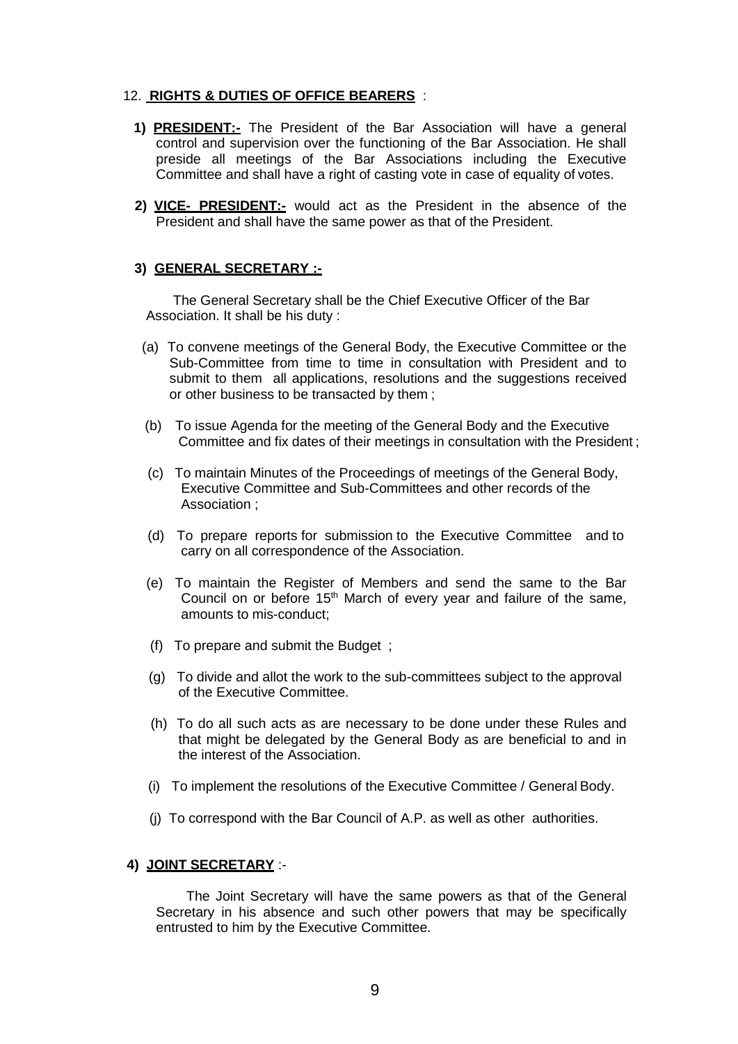## 12. **RIGHTS & DUTIES OF OFFICE BEARERS** :

1) **PRESIDENT:-** The President of the Bar Association will have a general control and supervision over the functioning of the Bar Association. He shall preside all meetings of the Bar Associations including the Executive Committee and shall have a right of casting vote in case of equality of votes.

2) **VICE- PRESIDENT:-** would act as the President in the absence of the President and shall have the same power as that of the President.

3) **GENERAL SECRETARY :-**

The General Secretary shall be the Chief Executive Officer of the Bar Association. It shall be his duty :

(a) To convene meetings of the General Body, the Executive Committee or the Sub-Committee from time to time in consultation with President and to submit to them all applications, resolutions and the suggestions received or other business to be transacted by them ;

(b) To issue Agenda for the meeting of the General Body and the Executive Committee and fix dates of their meetings in consultation with the President ;

(c) To maintain Minutes of the Proceedings of meetings of the General Body, Executive Committee and Sub-Committees and other records of the Association ;

(d) To prepare reports for submission to the Executive Committee and to carry on all correspondence of the Association.

(e) To maintain the Register of Members and send the same to the Bar Council on or before 15th March of every year and failure of the same, amounts to mis-conduct;

(f) To prepare and submit the Budget ;

(g) To divide and allot the work to the sub-committees subject to the approval of the Executive Committee.

(h) To do all such acts as are necessary to be done under these Rules and that might be delegated by the General Body as are beneficial to and in the interest of the Association.

(i) To implement the resolutions of the Executive Committee / General Body.

(j) To correspond with the Bar Council of A.P. as well as other authorities.

4) **JOINT SECRETARY** :-

The Joint Secretary will have the same powers as that of the General Secretary in his absence and such other powers that may be specifically entrusted to him by the Executive Committee.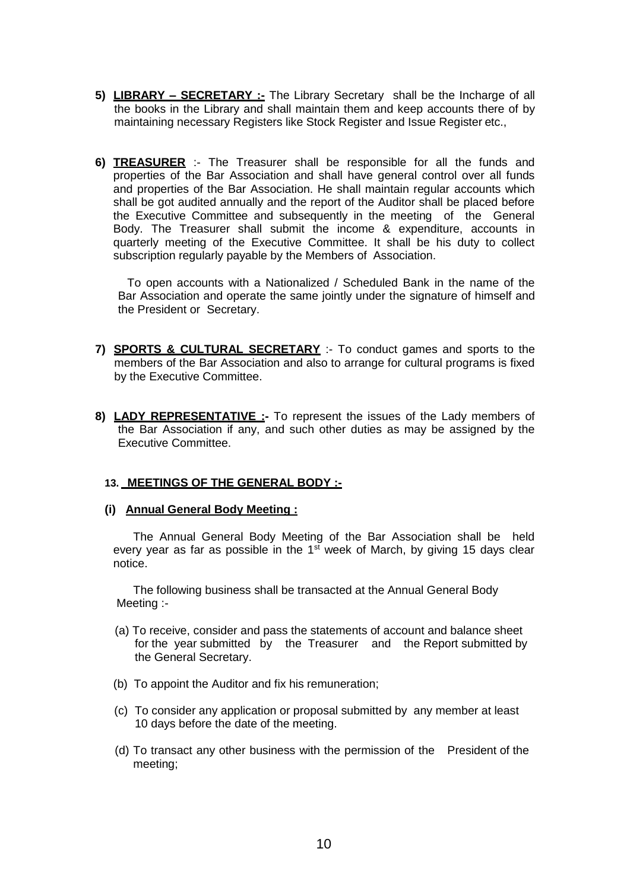5) **LIBRARY – SECRETARY :-** The Library Secretary shall be the Incharge of all the books in the Library and shall maintain them and keep accounts there of by maintaining necessary Registers like Stock Register and Issue Register etc.,

6) **TREASURER** :- The Treasurer shall be responsible for all the funds and properties of the Bar Association and shall have general control over all funds and properties of the Bar Association. He shall maintain regular accounts which shall be got audited annually and the report of the Auditor shall be placed before the Executive Committee and subsequently in the meeting of the General Body. The Treasurer shall submit the income & expenditure, accounts in quarterly meeting of the Executive Committee. It shall be his duty to collect subscription regularly payable by the Members of Association.

   To open accounts with a Nationalized / Scheduled Bank in the name of the Bar Association and operate the same jointly under the signature of himself and the President or Secretary.

7) **SPORTS & CULTURAL SECRETARY** :- To conduct games and sports to the members of the Bar Association and also to arrange for cultural programs is fixed by the Executive Committee.

8) **LADY REPRESENTATIVE :-** To represent the issues of the Lady members of the Bar Association if any, and such other duties as may be assigned by the Executive Committee.

## 13. MEETINGS OF THE GENERAL BODY :-

### (i) Annual General Body Meeting :

The Annual General Body Meeting of the Bar Association shall be held every year as far as possible in the 1st week of March, by giving 15 days clear notice.

The following business shall be transacted at the Annual General Body Meeting :-

(a) To receive, consider and pass the statements of account and balance sheet for the year submitted by the Treasurer and the Report submitted by the General Secretary.

(b) To appoint the Auditor and fix his remuneration;

(c) To consider any application or proposal submitted by any member at least 10 days before the date of the meeting.

(d) To transact any other business with the permission of the President of the meeting;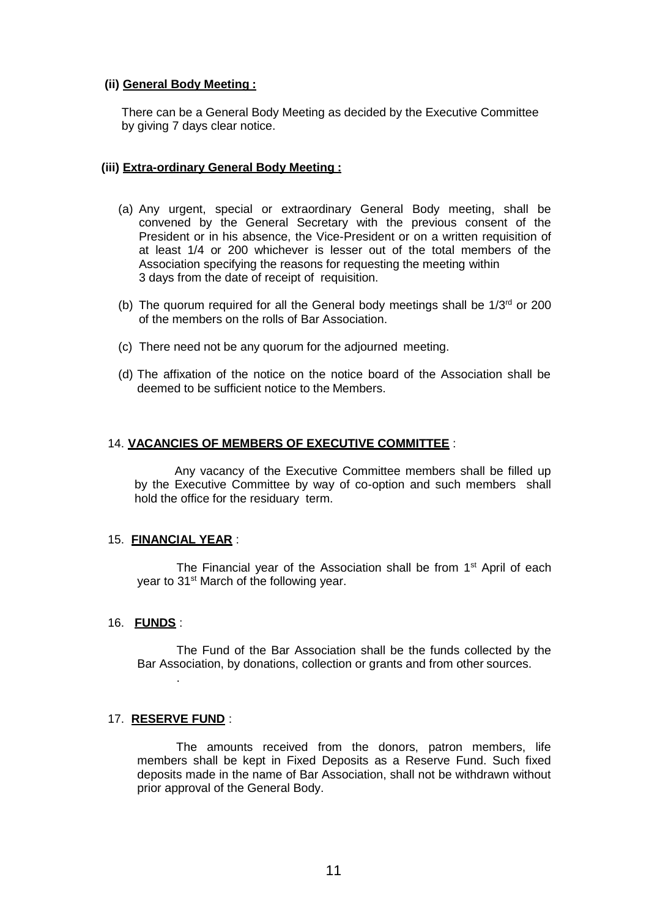**(ii) <u>General Body Meeting :</u>**

There can be a General Body Meeting as decided by the Executive Committee by giving 7 days clear notice.

**(iii) <u>Extra-ordinary General Body Meeting :</u>**

(a) Any urgent, special or extraordinary General Body meeting, shall be convened by the General Secretary with the previous consent of the President or in his absence, the Vice-President or on a written requisition of at least 1/4 or 200 whichever is lesser out of the total members of the Association specifying the reasons for requesting the meeting within 3 days from the date of receipt of requisition.

(b) The quorum required for all the General body meetings shall be 1/3rd or 200 of the members on the rolls of Bar Association.

(c) There need not be any quorum for the adjourned meeting.

(d) The affixation of the notice on the notice board of the Association shall be deemed to be sufficient notice to the Members.

14. **<u>VACANCIES OF MEMBERS OF EXECUTIVE COMMITTEE</u>** :

Any vacancy of the Executive Committee members shall be filled up by the Executive Committee by way of co-option and such members shall hold the office for the residuary term.

15. **<u>FINANCIAL YEAR</u>** :

The Financial year of the Association shall be from 1st April of each year to 31st March of the following year.

16. **<u>FUNDS</u>** :

The Fund of the Bar Association shall be the funds collected by the Bar Association, by donations, collection or grants and from other sources.

.

17. **<u>RESERVE FUND</u>** :

The amounts received from the donors, patron members, life members shall be kept in Fixed Deposits as a Reserve Fund. Such fixed deposits made in the name of Bar Association, shall not be withdrawn without prior approval of the General Body.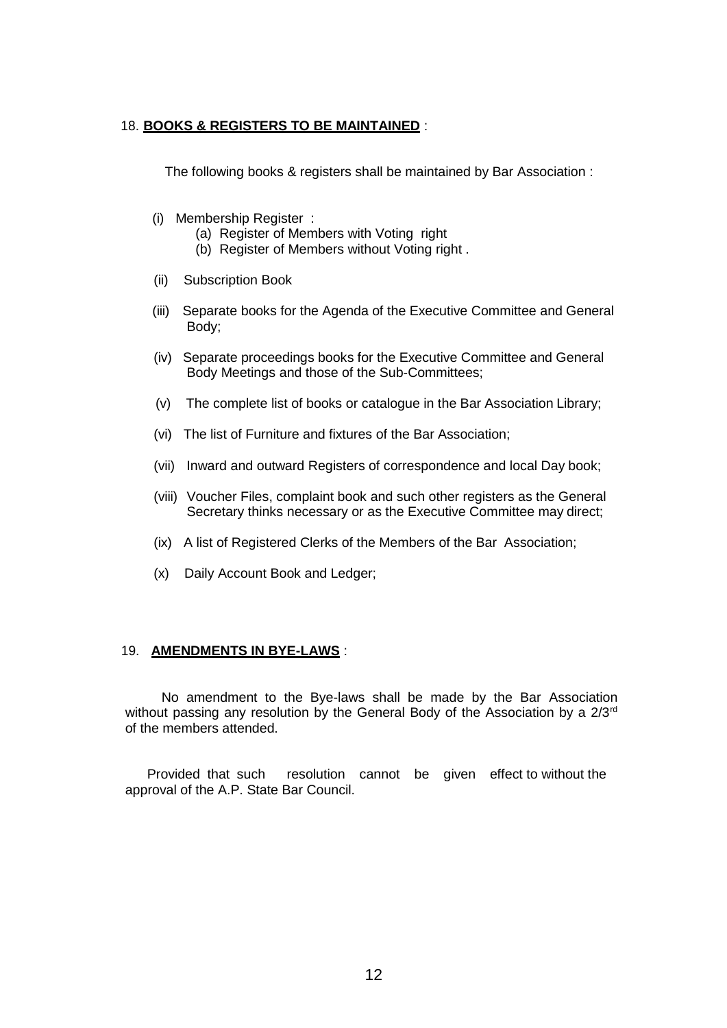18. **BOOKS & REGISTERS TO BE MAINTAINED** :

The following books & registers shall be maintained by Bar Association :

(i) Membership Register :
   (a) Register of Members with Voting right
   (b) Register of Members without Voting right .

(ii) Subscription Book

(iii) Separate books for the Agenda of the Executive Committee and General Body;

(iv) Separate proceedings books for the Executive Committee and General Body Meetings and those of the Sub-Committees;

(v) The complete list of books or catalogue in the Bar Association Library;

(vi) The list of Furniture and fixtures of the Bar Association;

(vii) Inward and outward Registers of correspondence and local Day book;

(viii) Voucher Files, complaint book and such other registers as the General Secretary thinks necessary or as the Executive Committee may direct;

(ix) A list of Registered Clerks of the Members of the Bar Association;

(x) Daily Account Book and Ledger;

19. **AMENDMENTS IN BYE-LAWS** :

No amendment to the Bye-laws shall be made by the Bar Association without passing any resolution by the General Body of the Association by a 2/3rd of the members attended.

Provided that such resolution cannot be given effect to without the approval of the A.P. State Bar Council.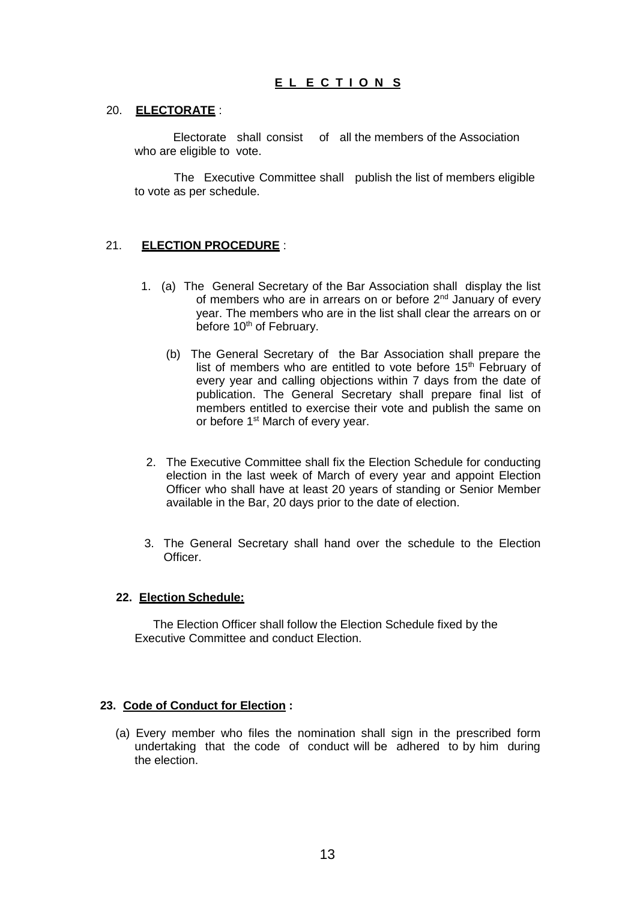# E L E C T I O N S

## 20. ELECTORATE :

Electorate shall consist of all the members of the Association who are eligible to vote.

The Executive Committee shall publish the list of members eligible to vote as per schedule.

## 21. ELECTION PROCEDURE :

1. (a) The General Secretary of the Bar Association shall display the list of members who are in arrears on or before 2nd January of every year. The members who are in the list shall clear the arrears on or before 10th of February.

   (b) The General Secretary of the Bar Association shall prepare the list of members who are entitled to vote before 15th February of every year and calling objections within 7 days from the date of publication. The General Secretary shall prepare final list of members entitled to exercise their vote and publish the same on or before 1st March of every year.

2. The Executive Committee shall fix the Election Schedule for conducting election in the last week of March of every year and appoint Election Officer who shall have at least 20 years of standing or Senior Member available in the Bar, 20 days prior to the date of election.

3. The General Secretary shall hand over the schedule to the Election Officer.

## 22. Election Schedule:

The Election Officer shall follow the Election Schedule fixed by the Executive Committee and conduct Election.

## 23. Code of Conduct for Election :

(a) Every member who files the nomination shall sign in the prescribed form undertaking that the code of conduct will be adhered to by him during the election.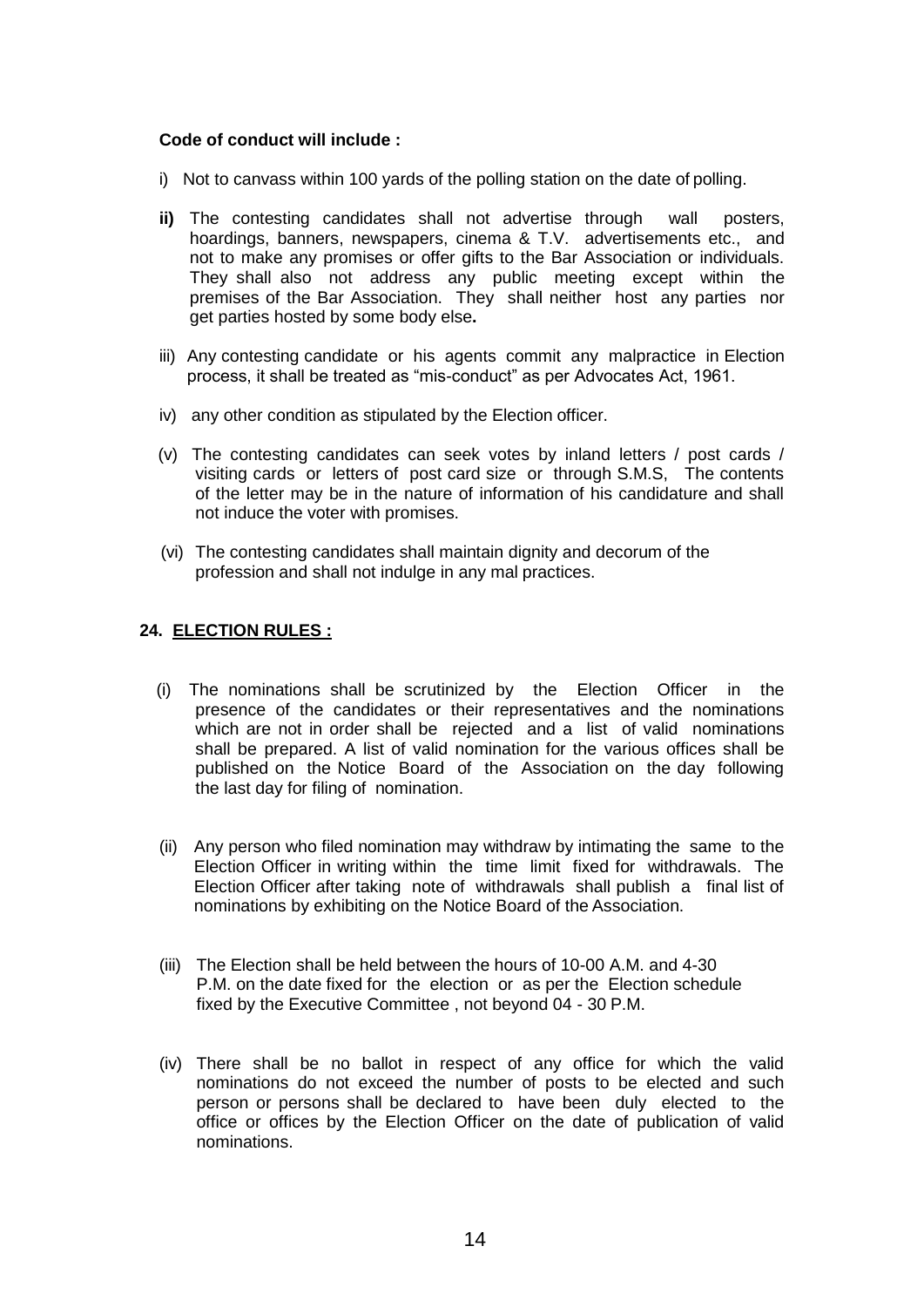**Code of conduct will include :**

i) Not to canvass within 100 yards of the polling station on the date of polling.

**ii)** The contesting candidates shall not advertise through wall posters, hoardings, banners, newspapers, cinema & T.V. advertisements etc., and not to make any promises or offer gifts to the Bar Association or individuals. They shall also not address any public meeting except within the premises of the Bar Association. They shall neither host any parties nor get parties hosted by some body else**.**

iii) Any contesting candidate or his agents commit any malpractice in Election process, it shall be treated as "mis-conduct" as per Advocates Act, 1961.

iv) any other condition as stipulated by the Election officer.

(v) The contesting candidates can seek votes by inland letters / post cards / visiting cards or letters of post card size or through S.M.S, The contents of the letter may be in the nature of information of his candidature and shall not induce the voter with promises.

(vi) The contesting candidates shall maintain dignity and decorum of the profession and shall not indulge in any mal practices.

## 24. ELECTION RULES :

(i) The nominations shall be scrutinized by the Election Officer in the presence of the candidates or their representatives and the nominations which are not in order shall be rejected and a list of valid nominations shall be prepared. A list of valid nomination for the various offices shall be published on the Notice Board of the Association on the day following the last day for filing of nomination.

(ii) Any person who filed nomination may withdraw by intimating the same to the Election Officer in writing within the time limit fixed for withdrawals. The Election Officer after taking note of withdrawals shall publish a final list of nominations by exhibiting on the Notice Board of the Association.

(iii) The Election shall be held between the hours of 10-00 A.M. and 4-30 P.M. on the date fixed for the election or as per the Election schedule fixed by the Executive Committee , not beyond 04 - 30 P.M.

(iv) There shall be no ballot in respect of any office for which the valid nominations do not exceed the number of posts to be elected and such person or persons shall be declared to have been duly elected to the office or offices by the Election Officer on the date of publication of valid nominations.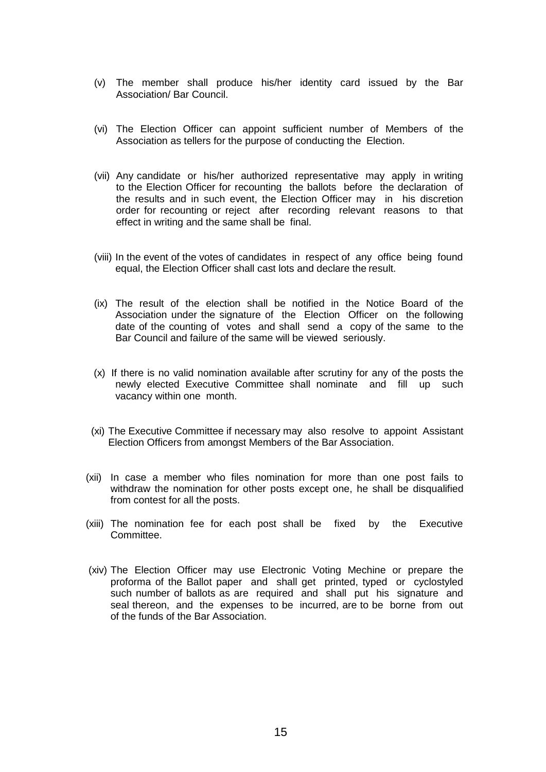(v) The member shall produce his/her identity card issued by the Bar Association/ Bar Council.

(vi) The Election Officer can appoint sufficient number of Members of the Association as tellers for the purpose of conducting the Election.

(vii) Any candidate or his/her authorized representative may apply in writing to the Election Officer for recounting the ballots before the declaration of the results and in such event, the Election Officer may in his discretion order for recounting or reject after recording relevant reasons to that effect in writing and the same shall be final.

(viii) In the event of the votes of candidates in respect of any office being found equal, the Election Officer shall cast lots and declare the result.

(ix) The result of the election shall be notified in the Notice Board of the Association under the signature of the Election Officer on the following date of the counting of votes and shall send a copy of the same to the Bar Council and failure of the same will be viewed seriously.

(x) If there is no valid nomination available after scrutiny for any of the posts the newly elected Executive Committee shall nominate and fill up such vacancy within one month.

(xi) The Executive Committee if necessary may also resolve to appoint Assistant Election Officers from amongst Members of the Bar Association.

(xii) In case a member who files nomination for more than one post fails to withdraw the nomination for other posts except one, he shall be disqualified from contest for all the posts.

(xiii) The nomination fee for each post shall be fixed by the Executive Committee.

(xiv) The Election Officer may use Electronic Voting Mechine or prepare the proforma of the Ballot paper and shall get printed, typed or cyclostyled such number of ballots as are required and shall put his signature and seal thereon, and the expenses to be incurred, are to be borne from out of the funds of the Bar Association.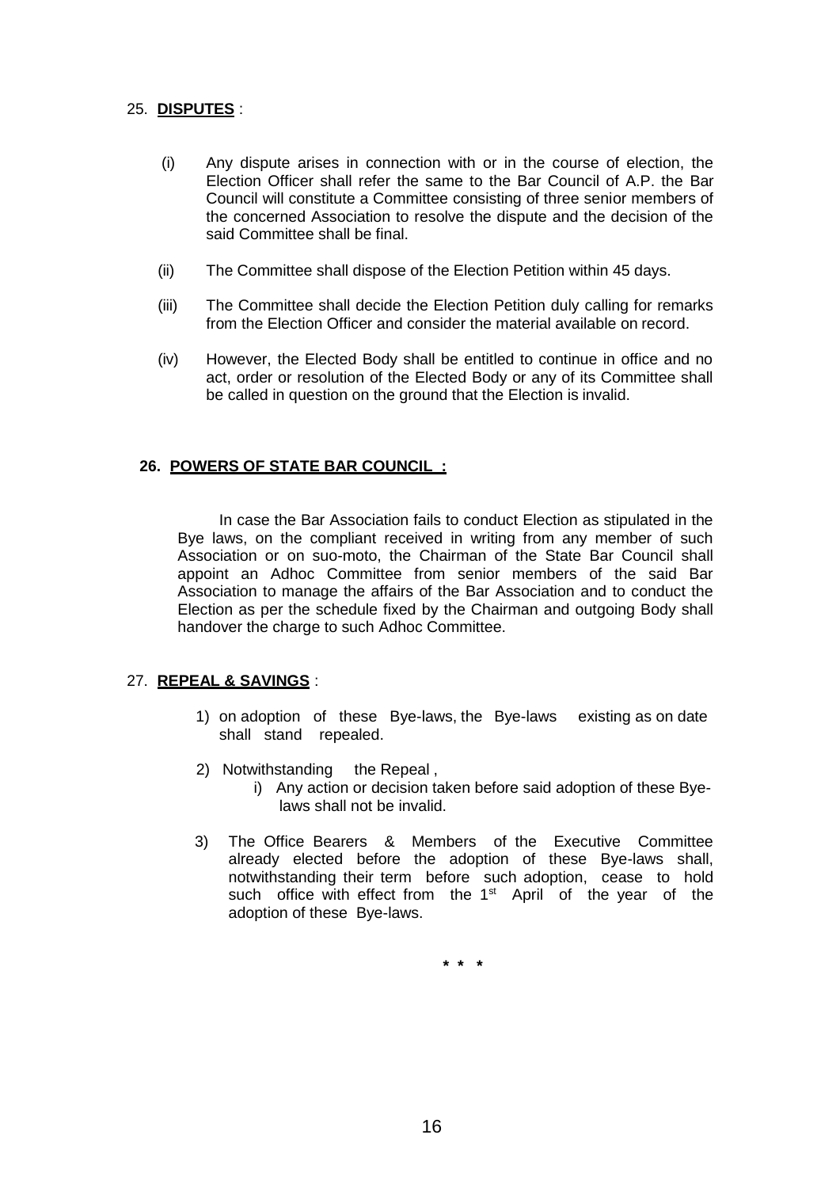25. **DISPUTES** :

(i) Any dispute arises in connection with or in the course of election, the Election Officer shall refer the same to the Bar Council of A.P. the Bar Council will constitute a Committee consisting of three senior members of the concerned Association to resolve the dispute and the decision of the said Committee shall be final.

(ii) The Committee shall dispose of the Election Petition within 45 days.

(iii) The Committee shall decide the Election Petition duly calling for remarks from the Election Officer and consider the material available on record.

(iv) However, the Elected Body shall be entitled to continue in office and no act, order or resolution of the Elected Body or any of its Committee shall be called in question on the ground that the Election is invalid.

**26. POWERS OF STATE BAR COUNCIL :**

In case the Bar Association fails to conduct Election as stipulated in the Bye laws, on the compliant received in writing from any member of such Association or on suo-moto, the Chairman of the State Bar Council shall appoint an Adhoc Committee from senior members of the said Bar Association to manage the affairs of the Bar Association and to conduct the Election as per the schedule fixed by the Chairman and outgoing Body shall handover the charge to such Adhoc Committee.

27. **REPEAL & SAVINGS** :

1) on adoption of these Bye-laws, the Bye-laws existing as on date shall stand repealed.

2) Notwithstanding the Repeal ,
   i) Any action or decision taken before said adoption of these Bye-laws shall not be invalid.

3) The Office Bearers & Members of the Executive Committee already elected before the adoption of these Bye-laws shall, notwithstanding their term before such adoption, cease to hold such office with effect from the 1st April of the year of the adoption of these Bye-laws.

\* \* \*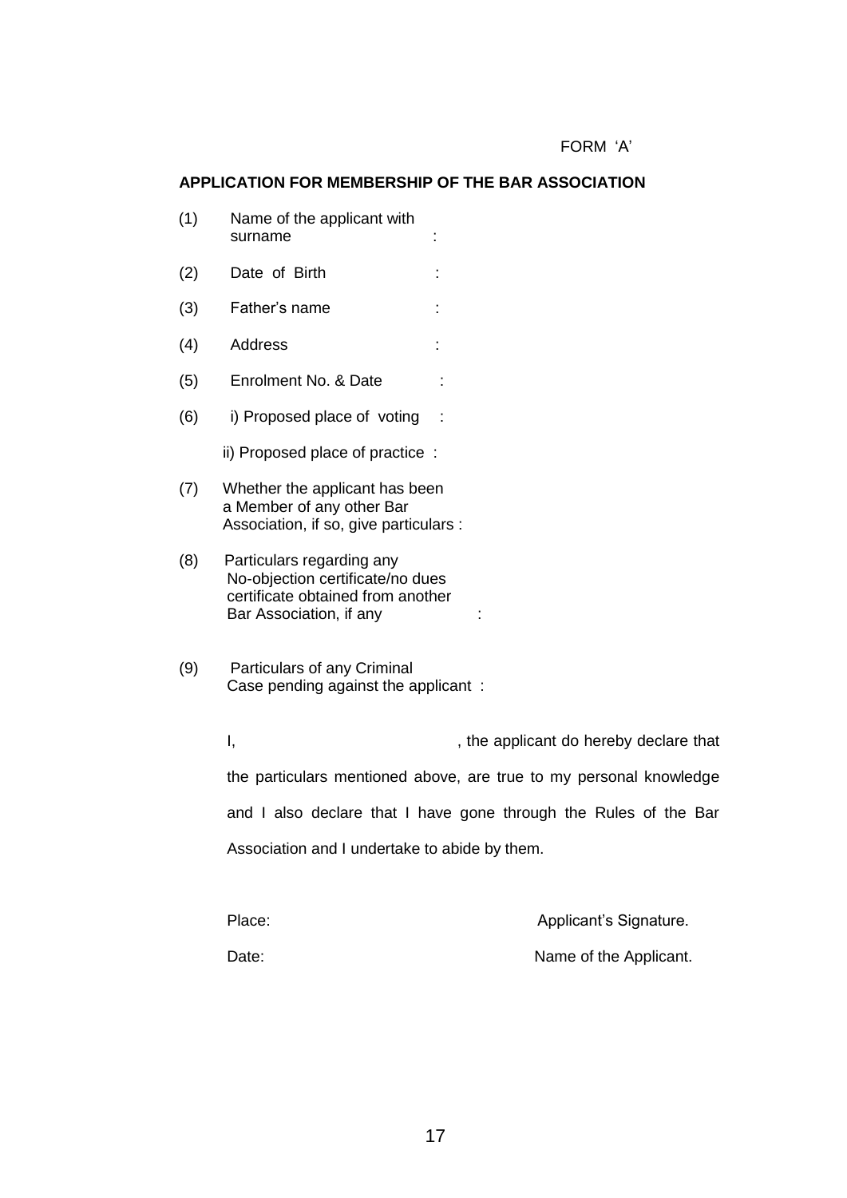FORM 'A'

**APPLICATION FOR MEMBERSHIP OF THE BAR ASSOCIATION**

(1) Name of the applicant with surname :

(2) Date of Birth :

(3) Father's name :

(4) Address :

(5) Enrolment No. & Date :

(6) i) Proposed place of voting :

ii) Proposed place of practice :

(7) Whether the applicant has been a Member of any other Bar Association, if so, give particulars :

(8) Particulars regarding any No-objection certificate/no dues certificate obtained from another Bar Association, if any :

(9) Particulars of any Criminal Case pending against the applicant :

I, , the applicant do hereby declare that the particulars mentioned above, are true to my personal knowledge and I also declare that I have gone through the Rules of the Bar Association and I undertake to abide by them.

Place: Applicant's Signature.

Date: Name of the Applicant.